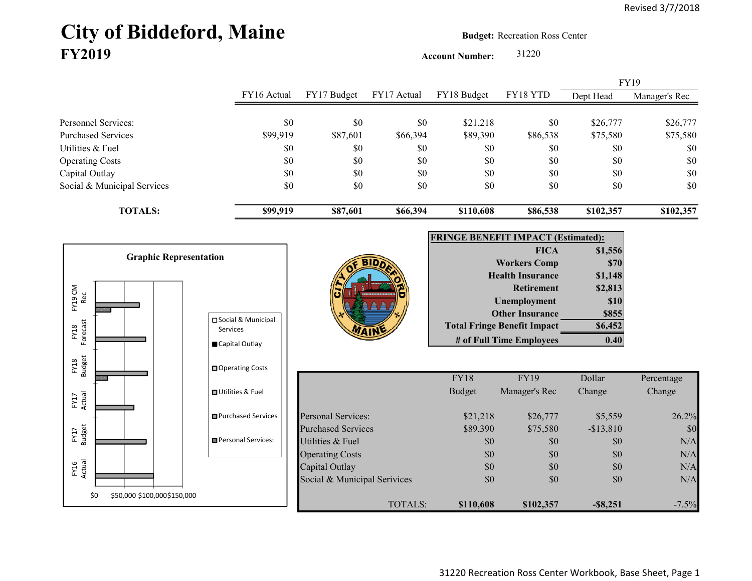Revised 3/7/2018

# City of Biddeford, Maine
## FY2019

**Budget:** Recreation Ross Center

**Account Number:** 31220

| | FY16 Actual | FY17 Budget | FY17 Actual | FY18 Budget | FY18 YTD | FY19 Dept Head | FY19 Manager's Rec |
|---|---|---|---|---|---|---|---|
| Personnel Services: | $0 | $0 | $0 | $21,218 | $0 | $26,777 | $26,777 |
| Purchased Services | $99,919 | $87,601 | $66,394 | $89,390 | $86,538 | $75,580 | $75,580 |
| Utilities & Fuel | $0 | $0 | $0 | $0 | $0 | $0 | $0 |
| Operating Costs | $0 | $0 | $0 | $0 | $0 | $0 | $0 |
| Capital Outlay | $0 | $0 | $0 | $0 | $0 | $0 | $0 |
| Social & Municipal Services | $0 | $0 | $0 | $0 | $0 | $0 | $0 |
| **TOTALS:** | **$99,919** | **$87,601** | **$66,394** | **$110,608** | **$86,538** | **$102,357** | **$102,357** |

**Graphic Representation**

Legend: Social & Municipal Services; Capital Outlay; Operating Costs; Utilities & Fuel; Purchased Services; Personal Services:

Categories: FY16 Actual; FY17 Budget; FY17 Actual; FY18 Budget; FY18 Forecast; FY19 CM Rec

Axis: $0, $50,000, $100,000, $150,000

| FRINGE BENEFIT IMPACT (Estimated): | |
|---|---|
| FICA | $1,556 |
| Workers Comp | $70 |
| Health Insurance | $1,148 |
| Retirement | $2,813 |
| Unemployment | $10 |
| Other Insurance | $855 |
| Total Fringe Benefit Impact | $6,452 |
| # of Full Time Employees | 0.40 |

| | FY18 Budget | FY19 Manager's Rec | Dollar Change | Percentage Change |
|---|---|---|---|---|
| Personal Services: | $21,218 | $26,777 | $5,559 | 26.2% |
| Purchased Services | $89,390 | $75,580 | -$13,810 | $0 |
| Utilities & Fuel | $0 | $0 | $0 | N/A |
| Operating Costs | $0 | $0 | $0 | N/A |
| Capital Outlay | $0 | $0 | $0 | N/A |
| Social & Municipal Services | $0 | $0 | $0 | N/A |
| TOTALS: | **$110,608** | **$102,357** | **-$8,251** | -7.5% |

31220 Recreation Ross Center Workbook, Base Sheet, Page 1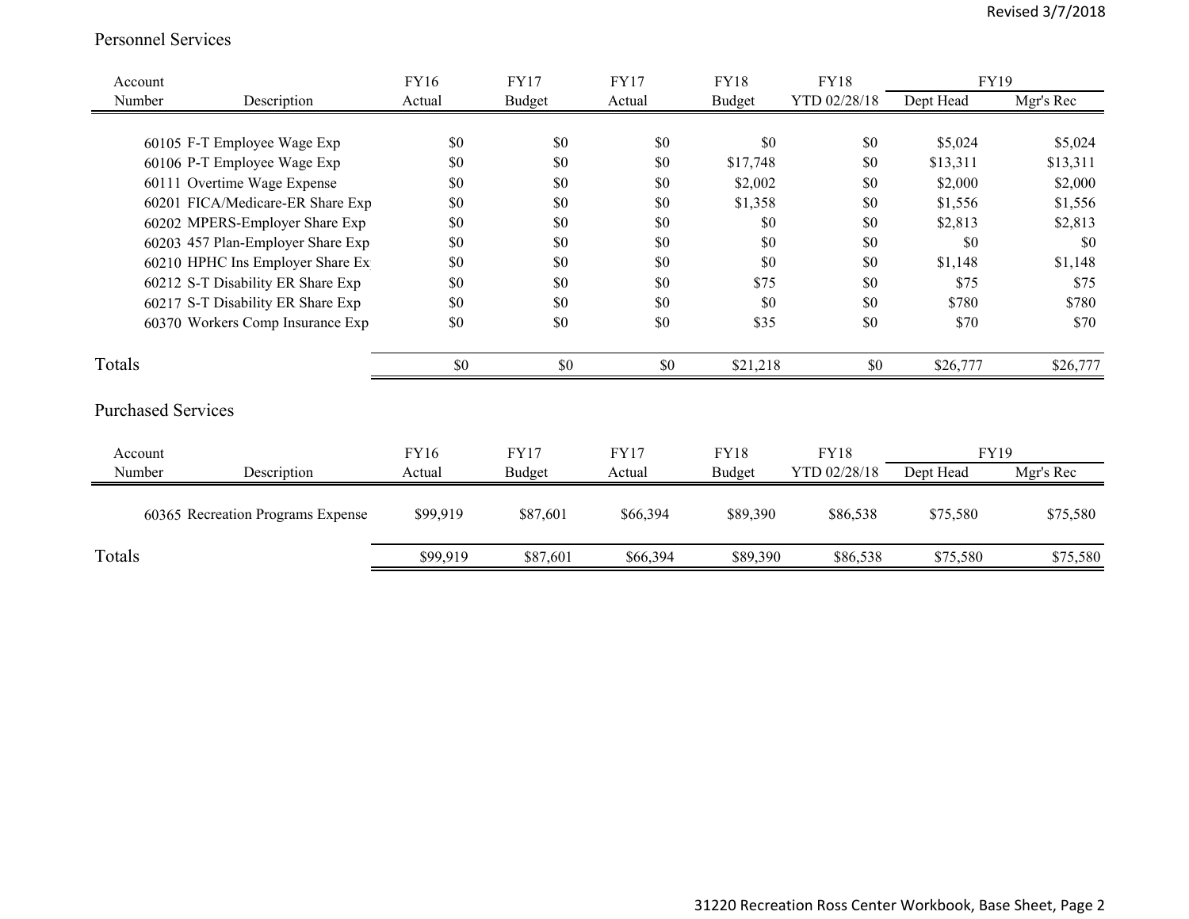## Personnel Services

| Account Number | Description | FY16 Actual | FY17 Budget | FY17 Actual | FY18 Budget | FY18 YTD 02/28/18 | FY19 Dept Head | FY19 Mgr's Rec |
|---|---|---|---|---|---|---|---|---|
| 60105 | F-T Employee Wage Exp | $0 | $0 | $0 | $0 | $0 | $5,024 | $5,024 |
| 60106 | P-T Employee Wage Exp | $0 | $0 | $0 | $17,748 | $0 | $13,311 | $13,311 |
| 60111 | Overtime Wage Expense | $0 | $0 | $0 | $2,002 | $0 | $2,000 | $2,000 |
| 60201 | FICA/Medicare-ER Share Exp | $0 | $0 | $0 | $1,358 | $0 | $1,556 | $1,556 |
| 60202 | MPERS-Employer Share Exp | $0 | $0 | $0 | $0 | $0 | $2,813 | $2,813 |
| 60203 | 457 Plan-Employer Share Exp | $0 | $0 | $0 | $0 | $0 | $0 | $0 |
| 60210 | HPHC Ins Employer Share Ex | $0 | $0 | $0 | $0 | $0 | $1,148 | $1,148 |
| 60212 | S-T Disability ER Share Exp | $0 | $0 | $0 | $75 | $0 | $75 | $75 |
| 60217 | S-T Disability ER Share Exp | $0 | $0 | $0 | $0 | $0 | $780 | $780 |
| 60370 | Workers Comp Insurance Exp | $0 | $0 | $0 | $35 | $0 | $70 | $70 |
| Totals | | $0 | $0 | $0 | $21,218 | $0 | $26,777 | $26,777 |

## Purchased Services

| Account Number | Description | FY16 Actual | FY17 Budget | FY17 Actual | FY18 Budget | FY18 YTD 02/28/18 | FY19 Dept Head | FY19 Mgr's Rec |
|---|---|---|---|---|---|---|---|---|
| 60365 | Recreation Programs Expense | $99,919 | $87,601 | $66,394 | $89,390 | $86,538 | $75,580 | $75,580 |
| Totals | | $99,919 | $87,601 | $66,394 | $89,390 | $86,538 | $75,580 | $75,580 |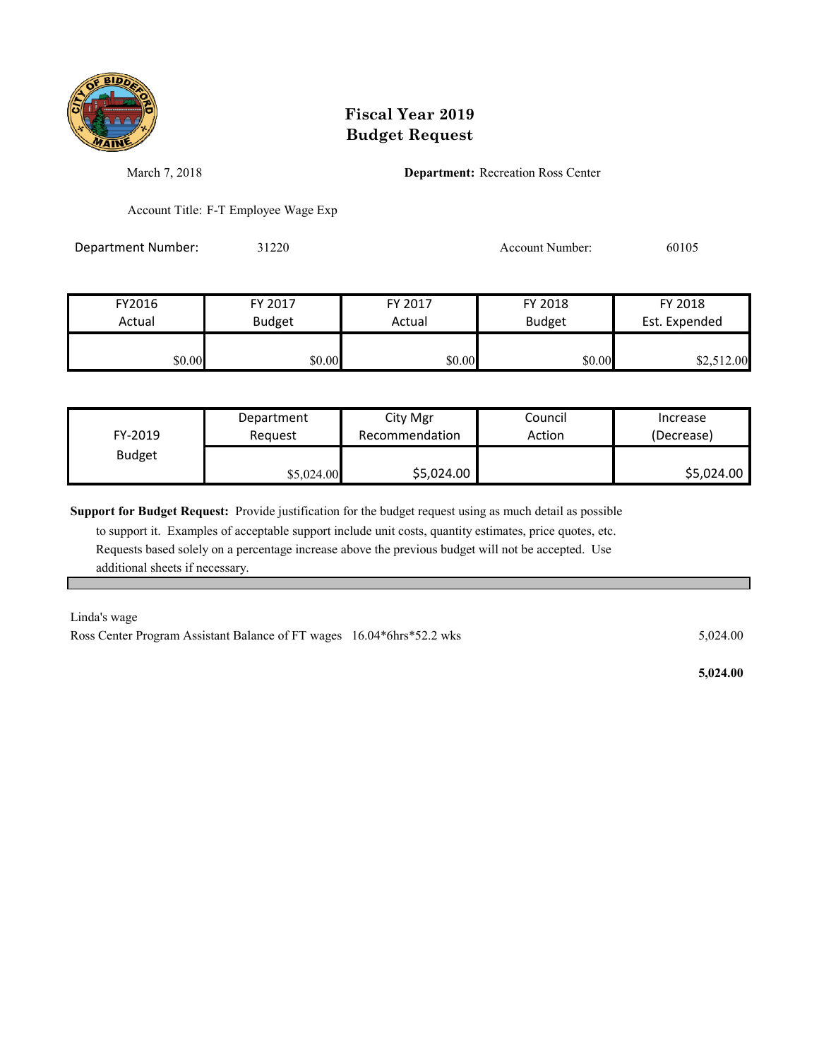# Fiscal Year 2019
# Budget Request

March 7, 2018

**Department:** Recreation Ross Center

Account Title: F-T Employee Wage Exp

Department Number: 31220

Account Number: 60105

| FY2016 Actual | FY 2017 Budget | FY 2017 Actual | FY 2018 Budget | FY 2018 Est. Expended |
|---|---|---|---|---|
| $0.00 | $0.00 | $0.00 | $0.00 | $2,512.00 |

| FY-2019 Budget | Department Request | City Mgr Recommendation | Council Action | Increase (Decrease) |
|---|---|---|---|---|
| | $5,024.00 | $5,024.00 | | $5,024.00 |

**Support for Budget Request:** Provide justification for the budget request using as much detail as possible to support it. Examples of acceptable support include unit costs, quantity estimates, price quotes, etc. Requests based solely on a percentage increase above the previous budget will not be accepted. Use additional sheets if necessary.

Linda's wage

Ross Center Program Assistant Balance of FT wages 16.04*6hrs*52.2 wks — 5,024.00

**5,024.00**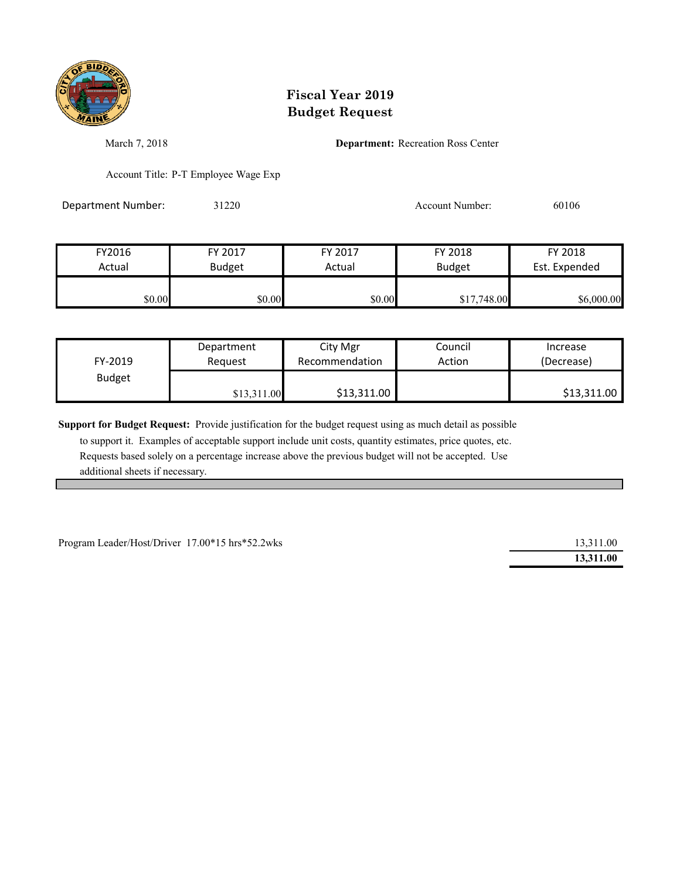# Fiscal Year 2019
# Budget Request

March 7, 2018

**Department:** Recreation Ross Center

Account Title: P-T Employee Wage Exp

Department Number: 31220

Account Number: 60106

| FY2016 Actual | FY 2017 Budget | FY 2017 Actual | FY 2018 Budget | FY 2018 Est. Expended |
|---|---|---|---|---|
| $0.00 | $0.00 | $0.00 | $17,748.00 | $6,000.00 |

| FY-2019 Budget | Department Request | City Mgr Recommendation | Council Action | Increase (Decrease) |
|---|---|---|---|---|
| | $13,311.00 | $13,311.00 | | $13,311.00 |

**Support for Budget Request:** Provide justification for the budget request using as much detail as possible to support it. Examples of acceptable support include unit costs, quantity estimates, price quotes, etc. Requests based solely on a percentage increase above the previous budget will not be accepted. Use additional sheets if necessary.

| | |
|---|---|
| Program Leader/Host/Driver 17.00*15 hrs*52.2wks | 13,311.00 |
| | **13,311.00** |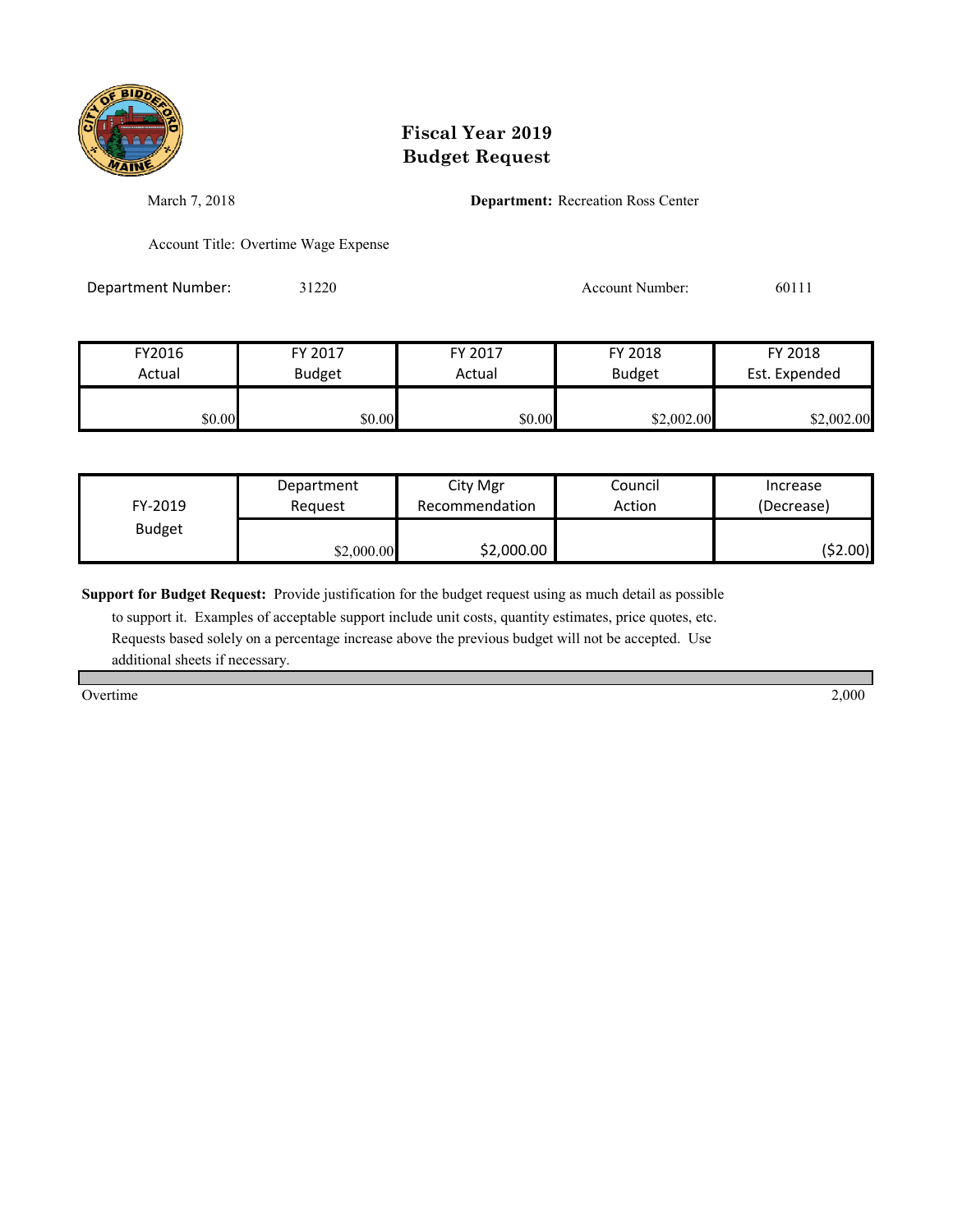# Fiscal Year 2019
# Budget Request

March 7, 2018

**Department:** Recreation Ross Center

Account Title: Overtime Wage Expense

Department Number: 31220

Account Number: 60111

| FY2016 Actual | FY 2017 Budget | FY 2017 Actual | FY 2018 Budget | FY 2018 Est. Expended |
|---|---|---|---|---|
| $0.00 | $0.00 | $0.00 | $2,002.00 | $2,002.00 |

| FY-2019 Budget | Department Request | City Mgr Recommendation | Council Action | Increase (Decrease) |
|---|---|---|---|---|
| | $2,000.00 | $2,000.00 | | ($2.00) |

**Support for Budget Request:** Provide justification for the budget request using as much detail as possible to support it. Examples of acceptable support include unit costs, quantity estimates, price quotes, etc. Requests based solely on a percentage increase above the previous budget will not be accepted. Use additional sheets if necessary.

| | |
|---|---|
| Overtime | 2,000 |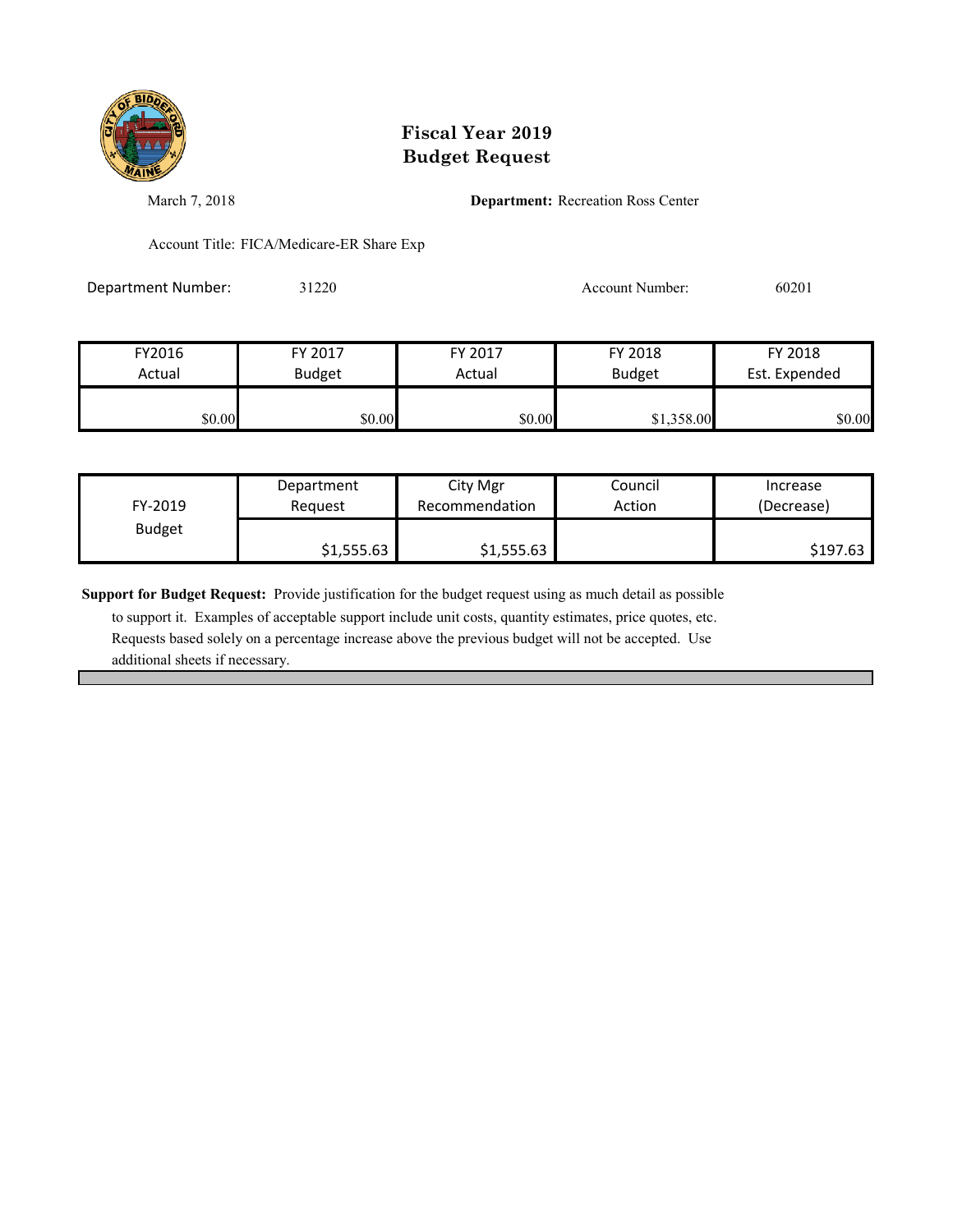# Fiscal Year 2019
# Budget Request

March 7, 2018

**Department:** Recreation Ross Center

Account Title: FICA/Medicare-ER Share Exp

Department Number: 31220

Account Number: 60201

| FY2016 Actual | FY 2017 Budget | FY 2017 Actual | FY 2018 Budget | FY 2018 Est. Expended |
|---|---|---|---|---|
| $0.00 | $0.00 | $0.00 | $1,358.00 | $0.00 |

| FY-2019 Budget | Department Request | City Mgr Recommendation | Council Action | Increase (Decrease) |
|---|---|---|---|---|
| | $1,555.63 | $1,555.63 | | $197.63 |

**Support for Budget Request:** Provide justification for the budget request using as much detail as possible to support it. Examples of acceptable support include unit costs, quantity estimates, price quotes, etc. Requests based solely on a percentage increase above the previous budget will not be accepted. Use additional sheets if necessary.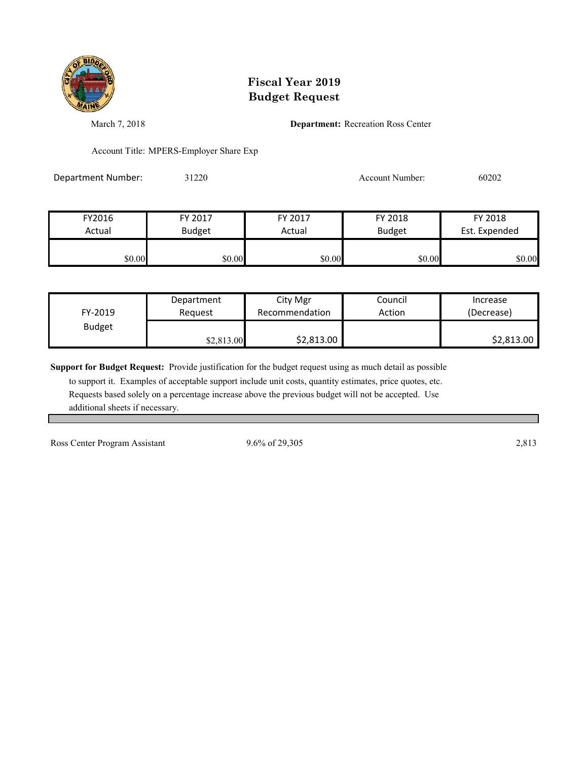# Fiscal Year 2019
# Budget Request

March 7, 2018

**Department:** Recreation Ross Center

Account Title: MPERS-Employer Share Exp

Department Number: 31220

Account Number: 60202

| FY2016 Actual | FY 2017 Budget | FY 2017 Actual | FY 2018 Budget | FY 2018 Est. Expended |
|---|---|---|---|---|
| $0.00 | $0.00 | $0.00 | $0.00 | $0.00 |

| FY-2019 Budget | Department Request | City Mgr Recommendation | Council Action | Increase (Decrease) |
|---|---|---|---|---|
| | $2,813.00 | $2,813.00 | | $2,813.00 |

**Support for Budget Request:** Provide justification for the budget request using as much detail as possible to support it. Examples of acceptable support include unit costs, quantity estimates, price quotes, etc. Requests based solely on a percentage increase above the previous budget will not be accepted. Use additional sheets if necessary.

| | | |
|---|---|---|
| Ross Center Program Assistant | 9.6% of 29,305 | 2,813 |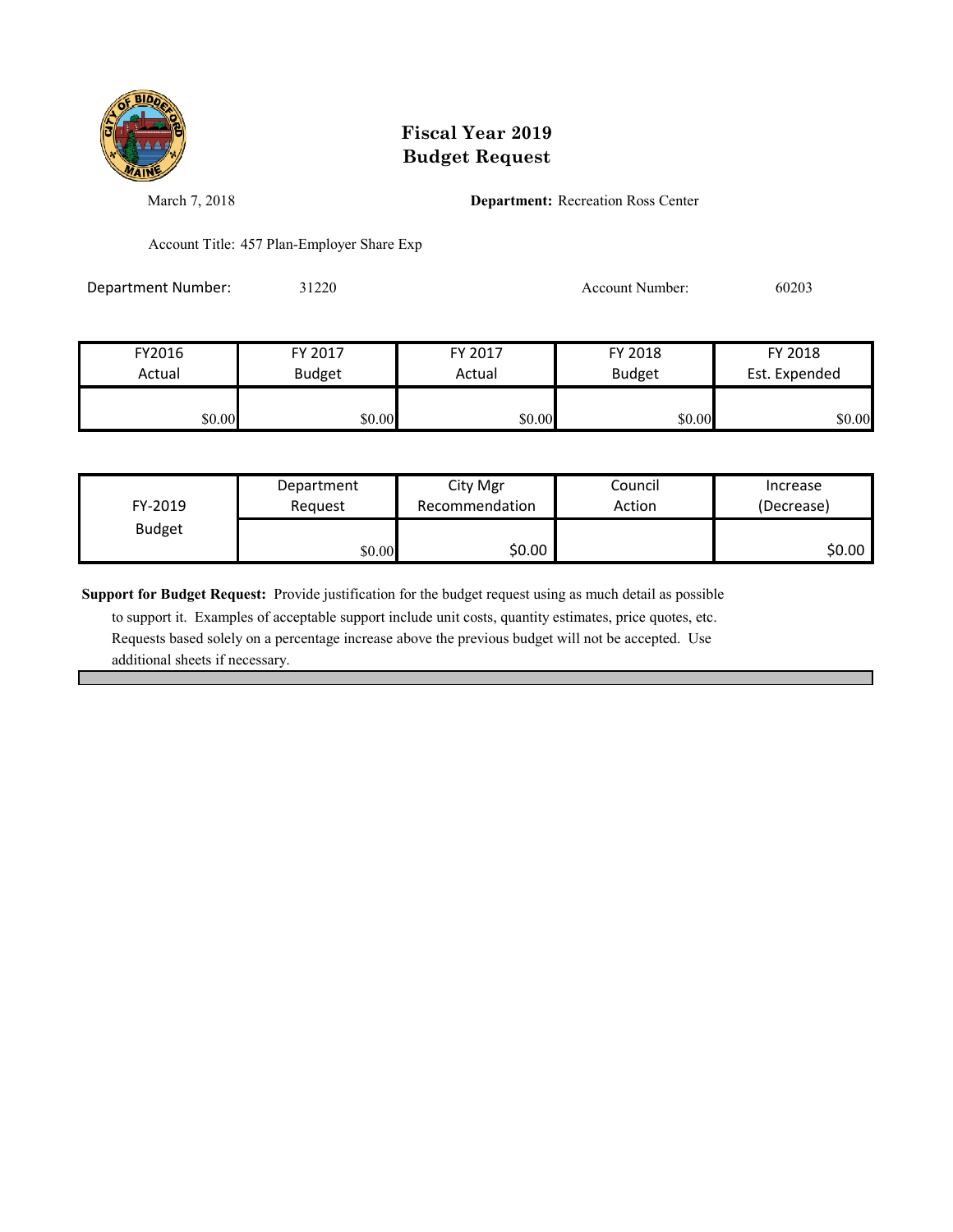# Fiscal Year 2019
# Budget Request

March 7, 2018

**Department:** Recreation Ross Center

Account Title: 457 Plan-Employer Share Exp

Department Number: 31220

Account Number: 60203

| FY2016 Actual | FY 2017 Budget | FY 2017 Actual | FY 2018 Budget | FY 2018 Est. Expended |
|---|---|---|---|---|
| $0.00 | $0.00 | $0.00 | $0.00 | $0.00 |

| FY-2019 Budget | Department Request | City Mgr Recommendation | Council Action | Increase (Decrease) |
|---|---|---|---|---|
| | $0.00 | $0.00 | | $0.00 |

**Support for Budget Request:** Provide justification for the budget request using as much detail as possible to support it. Examples of acceptable support include unit costs, quantity estimates, price quotes, etc. Requests based solely on a percentage increase above the previous budget will not be accepted. Use additional sheets if necessary.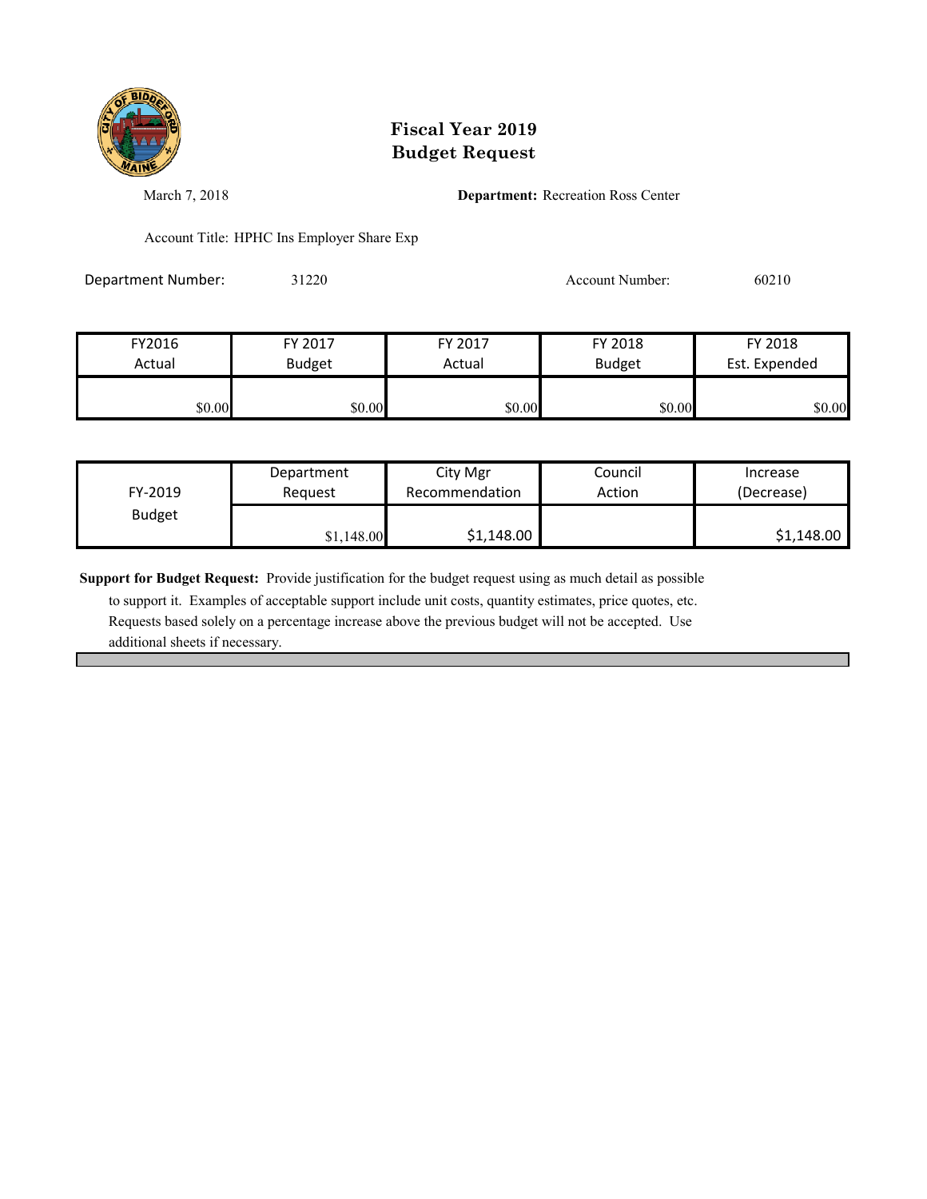# Fiscal Year 2019
# Budget Request

March 7, 2018

**Department:** Recreation Ross Center

Account Title: HPHC Ins Employer Share Exp

Department Number: 31220

Account Number: 60210

| FY2016 Actual | FY 2017 Budget | FY 2017 Actual | FY 2018 Budget | FY 2018 Est. Expended |
|---|---|---|---|---|
| $0.00 | $0.00 | $0.00 | $0.00 | $0.00 |

| FY-2019 Budget | Department Request | City Mgr Recommendation | Council Action | Increase (Decrease) |
|---|---|---|---|---|
| | $1,148.00 | $1,148.00 | | $1,148.00 |

**Support for Budget Request:** Provide justification for the budget request using as much detail as possible to support it. Examples of acceptable support include unit costs, quantity estimates, price quotes, etc. Requests based solely on a percentage increase above the previous budget will not be accepted. Use additional sheets if necessary.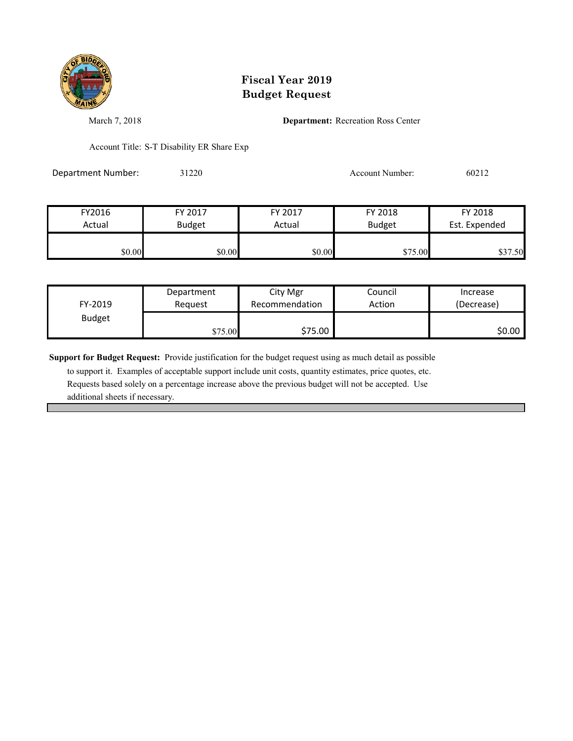# Fiscal Year 2019
# Budget Request

March 7, 2018

**Department:** Recreation Ross Center

Account Title: S-T Disability ER Share Exp

Department Number: 31220

Account Number: 60212

| FY2016 Actual | FY 2017 Budget | FY 2017 Actual | FY 2018 Budget | FY 2018 Est. Expended |
|---|---|---|---|---|
| $0.00 | $0.00 | $0.00 | $75.00 | $37.50 |

| FY-2019 Budget | Department Request | City Mgr Recommendation | Council Action | Increase (Decrease) |
|---|---|---|---|---|
| | $75.00 | $75.00 | | $0.00 |

**Support for Budget Request:** Provide justification for the budget request using as much detail as possible to support it. Examples of acceptable support include unit costs, quantity estimates, price quotes, etc. Requests based solely on a percentage increase above the previous budget will not be accepted. Use additional sheets if necessary.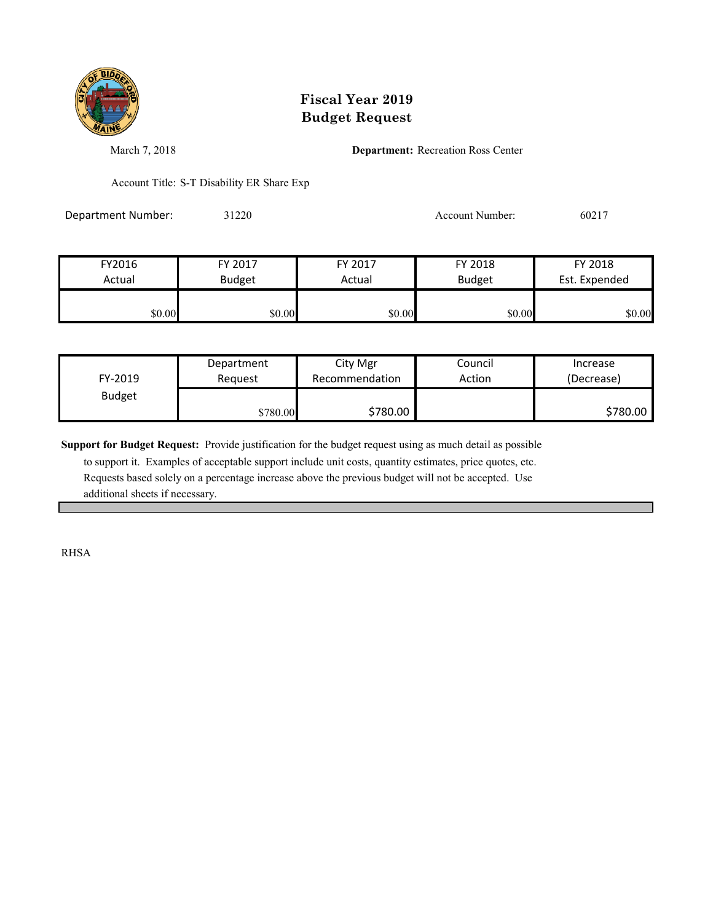# Fiscal Year 2019
# Budget Request

March 7, 2018

**Department:** Recreation Ross Center

Account Title: S-T Disability ER Share Exp

Department Number: 31220

Account Number: 60217

| FY2016 Actual | FY 2017 Budget | FY 2017 Actual | FY 2018 Budget | FY 2018 Est. Expended |
|---|---|---|---|---|
| $0.00 | $0.00 | $0.00 | $0.00 | $0.00 |

| FY-2019 Budget | Department Request | City Mgr Recommendation | Council Action | Increase (Decrease) |
|---|---|---|---|---|
| | $780.00 | $780.00 | | $780.00 |

**Support for Budget Request:** Provide justification for the budget request using as much detail as possible to support it. Examples of acceptable support include unit costs, quantity estimates, price quotes, etc. Requests based solely on a percentage increase above the previous budget will not be accepted. Use additional sheets if necessary.

RHSA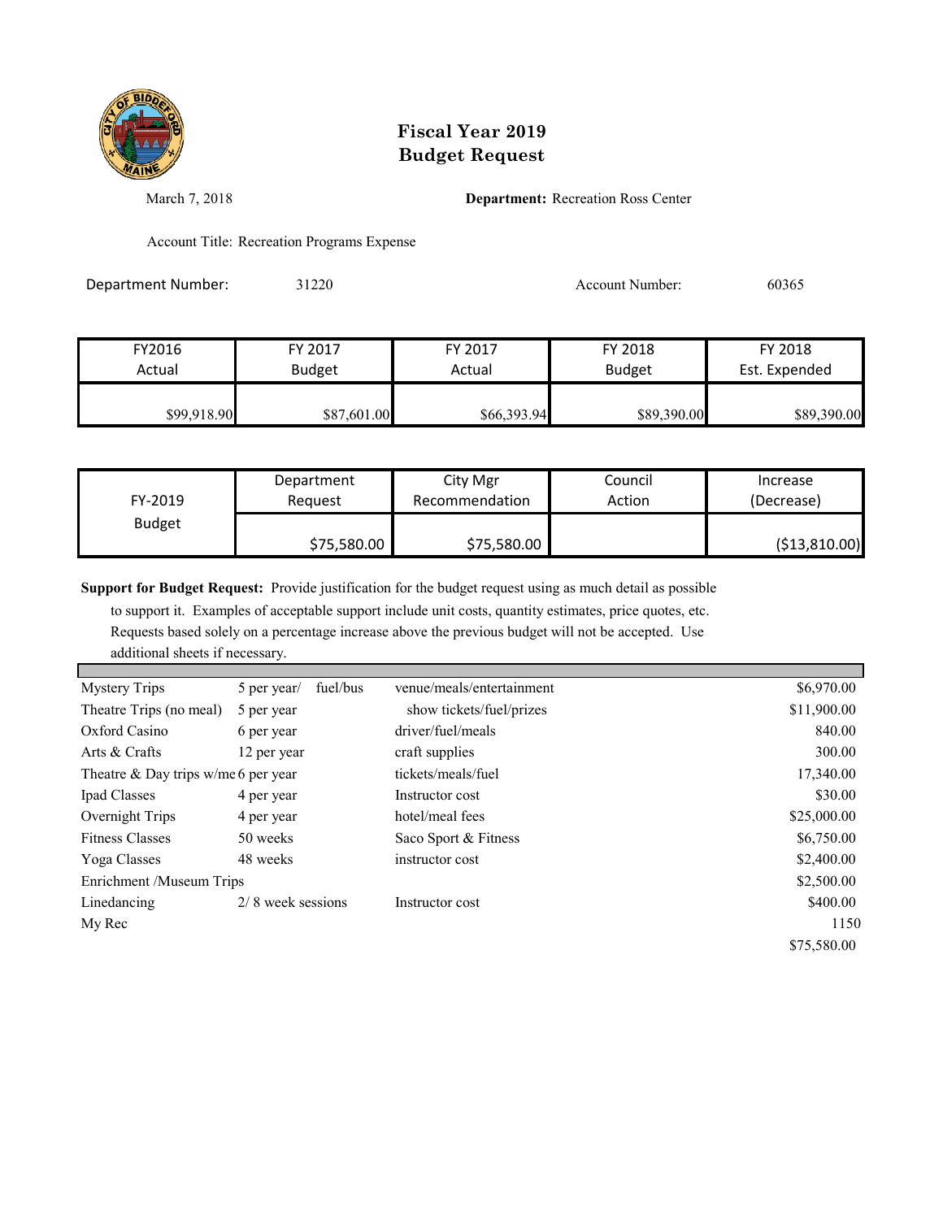# Fiscal Year 2019
# Budget Request

March 7, 2018

**Department:** Recreation Ross Center

Account Title: Recreation Programs Expense

Department Number: 31220

Account Number: 60365

| FY2016 Actual | FY 2017 Budget | FY 2017 Actual | FY 2018 Budget | FY 2018 Est. Expended |
|---|---|---|---|---|
| $99,918.90 | $87,601.00 | $66,393.94 | $89,390.00 | $89,390.00 |

| FY-2019 Budget | Department Request | City Mgr Recommendation | Council Action | Increase (Decrease) |
|---|---|---|---|---|
| | $75,580.00 | $75,580.00 | | ($13,810.00) |

**Support for Budget Request:** Provide justification for the budget request using as much detail as possible to support it. Examples of acceptable support include unit costs, quantity estimates, price quotes, etc. Requests based solely on a percentage increase above the previous budget will not be accepted. Use additional sheets if necessary.

| | | | |
|---|---|---|---|
| Mystery Trips | 5 per year/ fuel/bus | venue/meals/entertainment | $6,970.00 |
| Theatre Trips (no meal) | 5 per year | show tickets/fuel/prizes | $11,900.00 |
| Oxford Casino | 6 per year | driver/fuel/meals | 840.00 |
| Arts & Crafts | 12 per year | craft supplies | 300.00 |
| Theatre & Day trips w/me | 6 per year | tickets/meals/fuel | 17,340.00 |
| Ipad Classes | 4 per year | Instructor cost | $30.00 |
| Overnight Trips | 4 per year | hotel/meal fees | $25,000.00 |
| Fitness Classes | 50 weeks | Saco Sport & Fitness | $6,750.00 |
| Yoga Classes | 48 weeks | instructor cost | $2,400.00 |
| Enrichment /Museum Trips | | | $2,500.00 |
| Linedancing | 2/ 8 week sessions | Instructor cost | $400.00 |
| My Rec | | | 1150 |
| | | | $75,580.00 |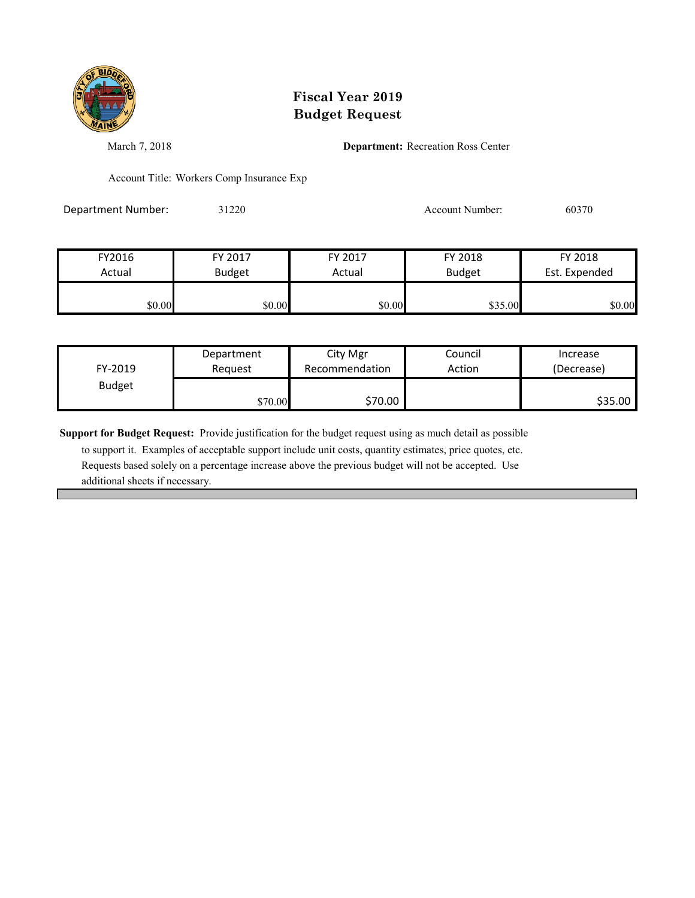# Fiscal Year 2019
# Budget Request

March 7, 2018

**Department:** Recreation Ross Center

Account Title: Workers Comp Insurance Exp

Department Number: 31220

Account Number: 60370

| FY2016 Actual | FY 2017 Budget | FY 2017 Actual | FY 2018 Budget | FY 2018 Est. Expended |
|---|---|---|---|---|
| $0.00 | $0.00 | $0.00 | $35.00 | $0.00 |

| FY-2019 Budget | Department Request | City Mgr Recommendation | Council Action | Increase (Decrease) |
|---|---|---|---|---|
| | $70.00 | $70.00 | | $35.00 |

**Support for Budget Request:** Provide justification for the budget request using as much detail as possible to support it. Examples of acceptable support include unit costs, quantity estimates, price quotes, etc. Requests based solely on a percentage increase above the previous budget will not be accepted. Use additional sheets if necessary.